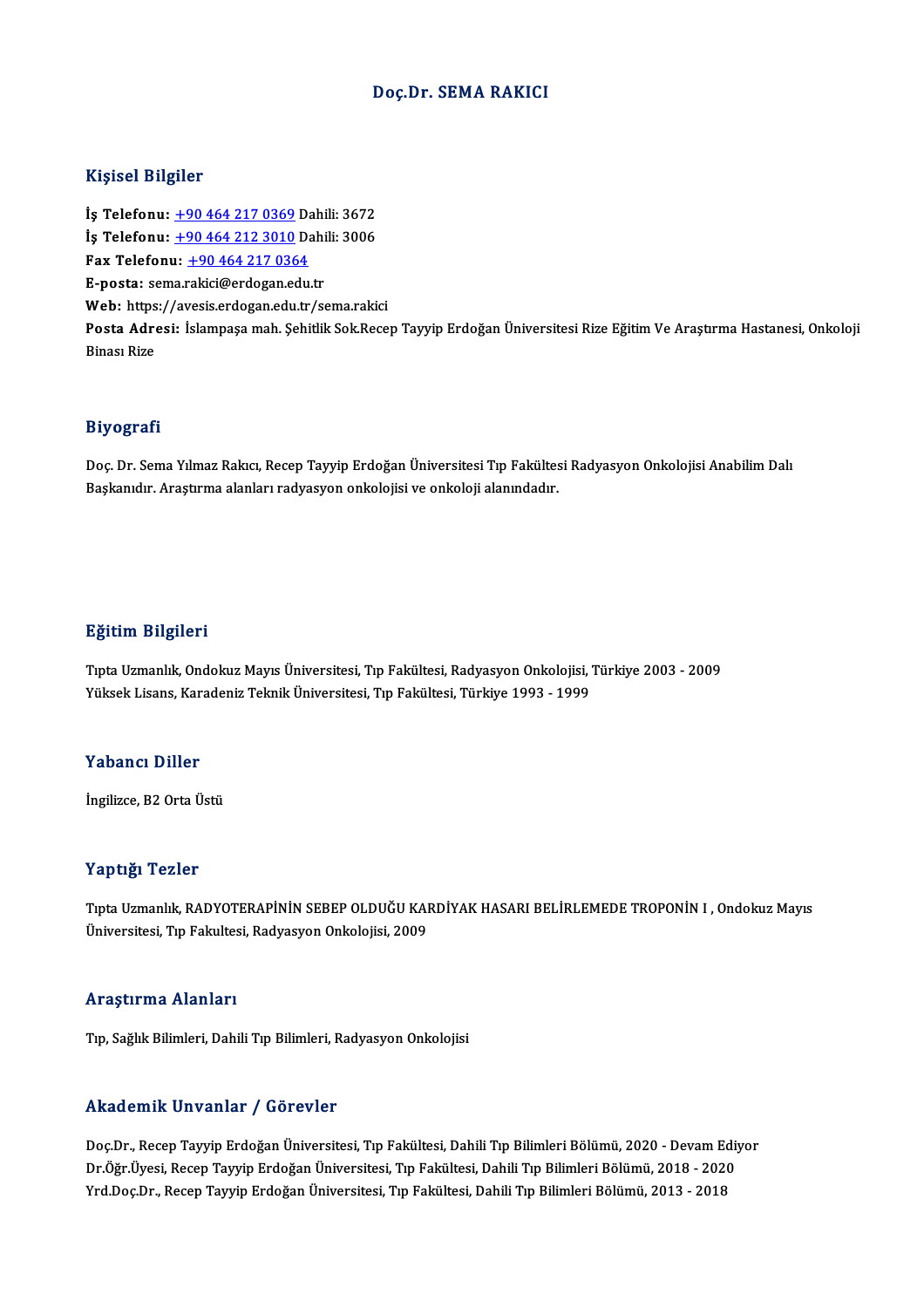# Doç.Dr. SEMA RAKICI

## Kişisel Bilgiler

**İş Telefonu:** +90 464 217 0369 Dahili: 3672
**İş Telefonu:** +90 464 212 3010 Dahili: 3006
**Fax Telefonu:** +90 464 217 0364
**E-posta:** sema.rakici@erdogan.edu.tr
**Web:** https://avesis.erdogan.edu.tr/sema.rakici
**Posta Adresi:** İslampaşa mah. Şehitlik Sok.Recep Tayyip Erdoğan Üniversitesi Rize Eğitim Ve Araştırma Hastanesi, Onkoloji Binası Rize

## Biyografi

Doç. Dr. Sema Yılmaz Rakıcı, Recep Tayyip Erdoğan Üniversitesi Tıp Fakültesi Radyasyon Onkolojisi Anabilim Dalı Başkanıdır. Araştırma alanları radyasyon onkolojisi ve onkoloji alanındadır.

## Eğitim Bilgileri

Tıpta Uzmanlık, Ondokuz Mayıs Üniversitesi, Tıp Fakültesi, Radyasyon Onkolojisi, Türkiye 2003 - 2009
Yüksek Lisans, Karadeniz Teknik Üniversitesi, Tıp Fakültesi, Türkiye 1993 - 1999

## Yabancı Diller

İngilizce, B2 Orta Üstü

## Yaptığı Tezler

Tıpta Uzmanlık, RADYOTERAPİNİN SEBEP OLDUĞU KARDİYAK HASARI BELİRLEMEDE TROPONİN I , Ondokuz Mayıs Üniversitesi, Tıp Fakultesi, Radyasyon Onkolojisi, 2009

## Araştırma Alanları

Tıp, Sağlık Bilimleri, Dahili Tıp Bilimleri, Radyasyon Onkolojisi

## Akademik Unvanlar / Görevler

Doç.Dr., Recep Tayyip Erdoğan Üniversitesi, Tıp Fakültesi, Dahili Tıp Bilimleri Bölümü, 2020 - Devam Ediyor
Dr.Öğr.Üyesi, Recep Tayyip Erdoğan Üniversitesi, Tıp Fakültesi, Dahili Tıp Bilimleri Bölümü, 2018 - 2020
Yrd.Doç.Dr., Recep Tayyip Erdoğan Üniversitesi, Tıp Fakültesi, Dahili Tıp Bilimleri Bölümü, 2013 - 2018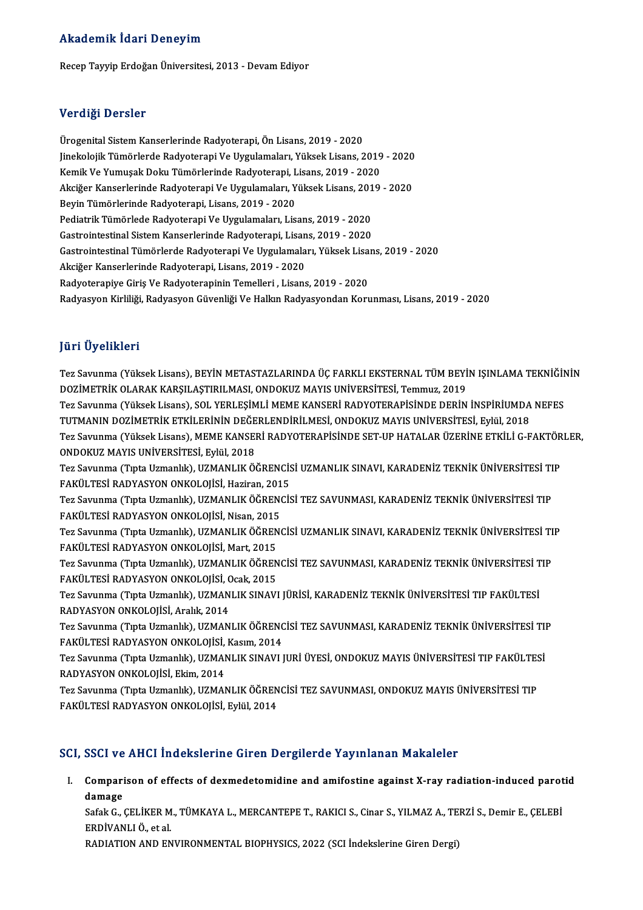## Akademik İdari Deneyim

Recep Tayyip Erdoğan Üniversitesi, 2013 - Devam Ediyor

## Verdiği Dersler

Ürogenital Sistem Kanserlerinde Radyoterapi, Ön Lisans, 2019 - 2020
Jinekolojik Tümörlerde Radyoterapi Ve Uygulamaları, Yüksek Lisans, 2019 - 2020
Kemik Ve Yumuşak Doku Tümörlerinde Radyoterapi, Lisans, 2019 - 2020
Akciğer Kanserlerinde Radyoterapi Ve Uygulamaları, Yüksek Lisans, 2019 - 2020
Beyin Tümörlerinde Radyoterapi, Lisans, 2019 - 2020
Pediatrik Tümörlede Radyoterapi Ve Uygulamaları, Lisans, 2019 - 2020
Gastrointestinal Sistem Kanserlerinde Radyoterapi, Lisans, 2019 - 2020
Gastrointestinal Tümörlerde Radyoterapi Ve Uygulamaları, Yüksek Lisans, 2019 - 2020
Akciğer Kanserlerinde Radyoterapi, Lisans, 2019 - 2020
Radyoterapiye Giriş Ve Radyoterapinin Temelleri , Lisans, 2019 - 2020
Radyasyon Kirliliği, Radyasyon Güvenliği Ve Halkın Radyasyondan Korunması, Lisans, 2019 - 2020

## Jüri Üyelikleri

Tez Savunma (Yüksek Lisans), BEYİN METASTAZLARINDA ÜÇ FARKLI EKSTERNAL TÜM BEYİN IŞINLAMA TEKNİĞİNİN DOZİMETRİK OLARAK KARŞILAŞTIRILMASI, ONDOKUZ MAYIS UNİVERSİTESİ, Temmuz, 2019
Tez Savunma (Yüksek Lisans), SOL YERLEŞİMLİ MEME KANSERİ RADYOTERAPİSİNDE DERİN İNSPİRİUMDA NEFES TUTMANIN DOZİMETRİK ETKİLERİNİN DEĞERLENDİRİLMESİ, ONDOKUZ MAYIS UNİVERSİTESİ, Eylül, 2018
Tez Savunma (Yüksek Lisans), MEME KANSERİ RADYOTERAPİSİNDE SET-UP HATALAR ÜZERİNE ETKİLİ G-FAKTÖRLER, ONDOKUZ MAYIS UNİVERSİTESİ, Eylül, 2018
Tez Savunma (Tıpta Uzmanlık), UZMANLIK ÖĞRENCİSİ UZMANLIK SINAVI, KARADENİZ TEKNİK ÜNİVERSİTESİ TIP FAKÜLTESİ RADYASYON ONKOLOJİSİ, Haziran, 2015
Tez Savunma (Tıpta Uzmanlık), UZMANLIK ÖĞRENCİSİ TEZ SAVUNMASI, KARADENİZ TEKNİK ÜNİVERSİTESİ TIP FAKÜLTESİ RADYASYON ONKOLOJİSİ, Nisan, 2015
Tez Savunma (Tıpta Uzmanlık), UZMANLIK ÖĞRENCİSİ UZMANLIK SINAVI, KARADENİZ TEKNİK ÜNİVERSİTESİ TIP FAKÜLTESİ RADYASYON ONKOLOJİSİ, Mart, 2015
Tez Savunma (Tıpta Uzmanlık), UZMANLIK ÖĞRENCİSİ TEZ SAVUNMASI, KARADENİZ TEKNİK ÜNİVERSİTESİ TIP FAKÜLTESİ RADYASYON ONKOLOJİSİ, Ocak, 2015
Tez Savunma (Tıpta Uzmanlık), UZMANLIK SINAVI JÜRİSİ, KARADENİZ TEKNİK ÜNİVERSİTESİ TIP FAKÜLTESİ RADYASYON ONKOLOJİSİ, Aralık, 2014
Tez Savunma (Tıpta Uzmanlık), UZMANLIK ÖĞRENCİSİ TEZ SAVUNMASI, KARADENİZ TEKNİK ÜNİVERSİTESİ TIP FAKÜLTESİ RADYASYON ONKOLOJİSİ, Kasım, 2014
Tez Savunma (Tıpta Uzmanlık), UZMANLIK SINAVI JURİ ÜYESİ, ONDOKUZ MAYIS ÜNİVERSİTESİ TIP FAKÜLTESİ RADYASYON ONKOLOJİSİ, Ekim, 2014
Tez Savunma (Tıpta Uzmanlık), UZMANLIK ÖĞRENCİSİ TEZ SAVUNMASI, ONDOKUZ MAYIS ÜNİVERSİTESİ TIP FAKÜLTESİ RADYASYON ONKOLOJİSİ, Eylül, 2014

## SCI, SSCI ve AHCI İndekslerine Giren Dergilerde Yayınlanan Makaleler

I. **Comparison of effects of dexmedetomidine and amifostine against X-ray radiation-induced parotid damage**
Safak G., ÇELİKER M., TÜMKAYA L., MERCANTEPE T., RAKICI S., Cinar S., YILMAZ A., TERZİ S., Demir E., ÇELEBİ ERDİVANLI Ö., et al.
RADIATION AND ENVIRONMENTAL BIOPHYSICS, 2022 (SCI İndekslerine Giren Dergi)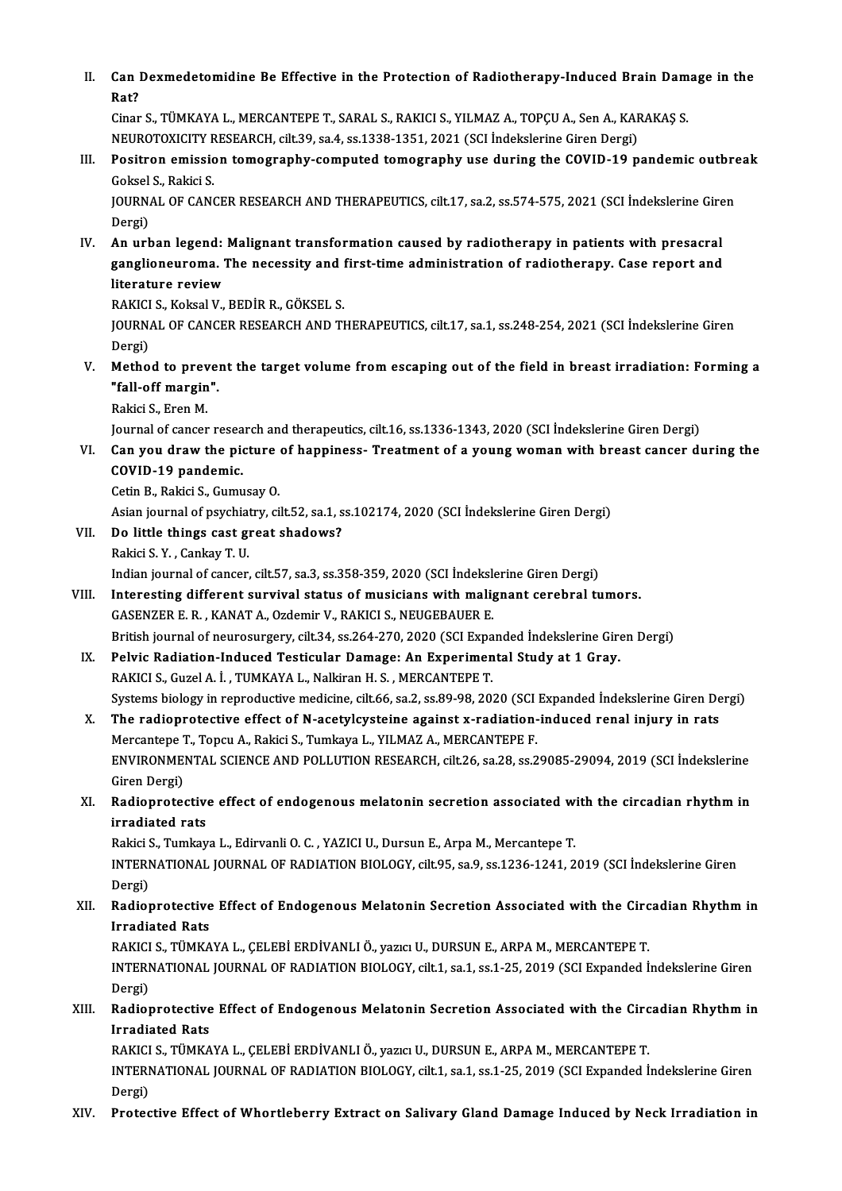II. **Can Dexmedetomidine Be Effective in the Protection of Radiotherapy-Induced Brain Damage in the Rat?**
Cinar S., TÜMKAYA L., MERCANTEPE T., SARAL S., RAKICI S., YILMAZ A., TOPÇU A., Sen A., KARAKAŞ S.
NEUROTOXICITY RESEARCH, cilt.39, sa.4, ss.1338-1351, 2021 (SCI İndekslerine Giren Dergi)

III. **Positron emission tomography-computed tomography use during the COVID-19 pandemic outbreak**
Goksel S., Rakici S.
JOURNAL OF CANCER RESEARCH AND THERAPEUTICS, cilt.17, sa.2, ss.574-575, 2021 (SCI İndekslerine Giren Dergi)

IV. **An urban legend: Malignant transformation caused by radiotherapy in patients with presacral ganglioneuroma. The necessity and first-time administration of radiotherapy. Case report and literature review**
RAKICI S., Koksal V., BEDİR R., GÖKSEL S.
JOURNAL OF CANCER RESEARCH AND THERAPEUTICS, cilt.17, sa.1, ss.248-254, 2021 (SCI İndekslerine Giren Dergi)

V. **Method to prevent the target volume from escaping out of the field in breast irradiation: Forming a "fall-off margin".**
Rakici S., Eren M.
Journal of cancer research and therapeutics, cilt.16, ss.1336-1343, 2020 (SCI İndekslerine Giren Dergi)

VI. **Can you draw the picture of happiness- Treatment of a young woman with breast cancer during the COVID-19 pandemic.**
Cetin B., Rakici S., Gumusay O.
Asian journal of psychiatry, cilt.52, sa.1, ss.102174, 2020 (SCI İndekslerine Giren Dergi)

VII. **Do little things cast great shadows?**
Rakici S. Y. , Cankay T. U.
Indian journal of cancer, cilt.57, sa.3, ss.358-359, 2020 (SCI İndekslerine Giren Dergi)

VIII. **Interesting different survival status of musicians with malignant cerebral tumors.**
GASENZER E. R. , KANAT A., Ozdemir V., RAKICI S., NEUGEBAUER E.
British journal of neurosurgery, cilt.34, ss.264-270, 2020 (SCI Expanded İndekslerine Giren Dergi)

IX. **Pelvic Radiation-Induced Testicular Damage: An Experimental Study at 1 Gray.**
RAKICI S., Guzel A. İ. , TUMKAYA L., Nalkiran H. S. , MERCANTEPE T.
Systems biology in reproductive medicine, cilt.66, sa.2, ss.89-98, 2020 (SCI Expanded İndekslerine Giren Dergi)

X. **The radioprotective effect of N-acetylcysteine against x-radiation-induced renal injury in rats**
Mercantepe T., Topcu A., Rakici S., Tumkaya L., YILMAZ A., MERCANTEPE F.
ENVIRONMENTAL SCIENCE AND POLLUTION RESEARCH, cilt.26, sa.28, ss.29085-29094, 2019 (SCI İndekslerine Giren Dergi)

XI. **Radioprotective effect of endogenous melatonin secretion associated with the circadian rhythm in irradiated rats**
Rakici S., Tumkaya L., Edirvanli O. C. , YAZICI U., Dursun E., Arpa M., Mercantepe T.
INTERNATIONAL JOURNAL OF RADIATION BIOLOGY, cilt.95, sa.9, ss.1236-1241, 2019 (SCI İndekslerine Giren Dergi)

XII. **Radioprotective Effect of Endogenous Melatonin Secretion Associated with the Circadian Rhythm in Irradiated Rats**
RAKICI S., TÜMKAYA L., ÇELEBİ ERDİVANLI Ö., yazıcı U., DURSUN E., ARPA M., MERCANTEPE T.
INTERNATIONAL JOURNAL OF RADIATION BIOLOGY, cilt.1, sa.1, ss.1-25, 2019 (SCI Expanded İndekslerine Giren Dergi)

XIII. **Radioprotective Effect of Endogenous Melatonin Secretion Associated with the Circadian Rhythm in Irradiated Rats**
RAKICI S., TÜMKAYA L., ÇELEBİ ERDİVANLI Ö., yazıcı U., DURSUN E., ARPA M., MERCANTEPE T.
INTERNATIONAL JOURNAL OF RADIATION BIOLOGY, cilt.1, sa.1, ss.1-25, 2019 (SCI Expanded İndekslerine Giren Dergi)

XIV. **Protective Effect of Whortleberry Extract on Salivary Gland Damage Induced by Neck Irradiation in**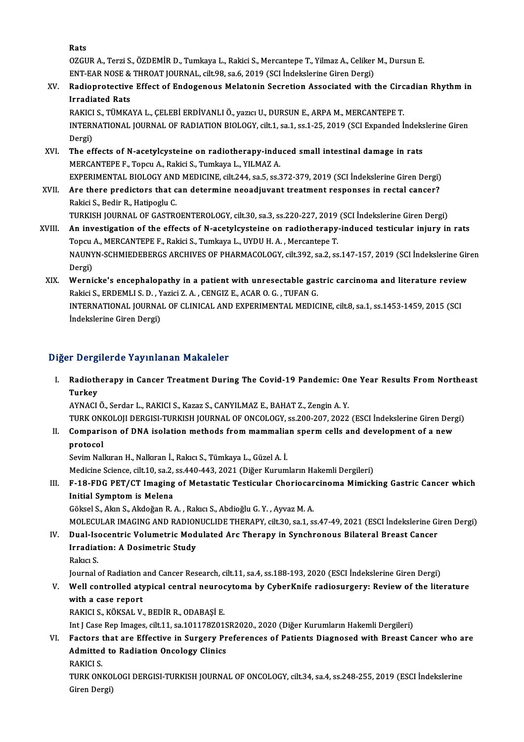Rats

OZGUR A., Terzi S., ÖZDEMİR D., Tumkaya L., Rakici S., Mercantepe T., Yilmaz A., Celiker M., Dursun E.
ENT-EAR NOSE & THROAT JOURNAL, cilt.98, sa.6, 2019 (SCI İndekslerine Giren Dergi)

XV. **Radioprotective Effect of Endogenous Melatonin Secretion Associated with the Circadian Rhythm in Irradiated Rats**
RAKICI S., TÜMKAYA L., ÇELEBİ ERDİVANLI Ö., yazıcı U., DURSUN E., ARPA M., MERCANTEPE T.
INTERNATIONAL JOURNAL OF RADIATION BIOLOGY, cilt.1, sa.1, ss.1-25, 2019 (SCI Expanded İndekslerine Giren Dergi)

XVI. **The effects of N-acetylcysteine on radiotherapy-induced small intestinal damage in rats**
MERCANTEPE F., Topcu A., Rakici S., Tumkaya L., YILMAZ A.
EXPERIMENTAL BIOLOGY AND MEDICINE, cilt.244, sa.5, ss.372-379, 2019 (SCI İndekslerine Giren Dergi)

XVII. **Are there predictors that can determine neoadjuvant treatment responses in rectal cancer?**
Rakici S., Bedir R., Hatipoglu C.
TURKISH JOURNAL OF GASTROENTEROLOGY, cilt.30, sa.3, ss.220-227, 2019 (SCI İndekslerine Giren Dergi)

XVIII. **An investigation of the effects of N-acetylcysteine on radiotherapy-induced testicular injury in rats**
Topcu A., MERCANTEPE F., Rakici S., Tumkaya L., UYDU H. A. , Mercantepe T.
NAUNYN-SCHMIEDEBERGS ARCHIVES OF PHARMACOLOGY, cilt.392, sa.2, ss.147-157, 2019 (SCI İndekslerine Giren Dergi)

XIX. **Wernicke's encephalopathy in a patient with unresectable gastric carcinoma and literature review**
Rakici S., ERDEMLI S. D. , Yazici Z. A. , CENGIZ E., ACAR O. G. , TUFAN G.
INTERNATIONAL JOURNAL OF CLINICAL AND EXPERIMENTAL MEDICINE, cilt.8, sa.1, ss.1453-1459, 2015 (SCI İndekslerine Giren Dergi)

## Diğer Dergilerde Yayınlanan Makaleler

I. **Radiotherapy in Cancer Treatment During The Covid-19 Pandemic: One Year Results From Northeast Turkey**
AYNACI Ö., Serdar L., RAKICI S., Kazaz S., CANYILMAZ E., BAHAT Z., Zengin A. Y.
TURK ONKOLOJI DERGISI-TURKISH JOURNAL OF ONCOLOGY, ss.200-207, 2022 (ESCI İndekslerine Giren Dergi)

II. **Comparison of DNA isolation methods from mammalian sperm cells and development of a new protocol**
Sevim Nalkıran H., Nalkıran İ., Rakıcı S., Tümkaya L., Güzel A. İ.
Medicine Science, cilt.10, sa.2, ss.440-443, 2021 (Diğer Kurumların Hakemli Dergileri)

III. **F-18-FDG PET/CT Imaging of Metastatic Testicular Choriocarcinoma Mimicking Gastric Cancer which Initial Symptom is Melena**
Göksel S., Akın S., Akdoğan R. A. , Rakıcı S., Abdioğlu G. Y. , Ayvaz M. A.
MOLECULAR IMAGING AND RADIONUCLIDE THERAPY, cilt.30, sa.1, ss.47-49, 2021 (ESCI İndekslerine Giren Dergi)

IV. **Dual-Isocentric Volumetric Modulated Arc Therapy in Synchronous Bilateral Breast Cancer Irradiation: A Dosimetric Study**
Rakıcı S.
Journal of Radiation and Cancer Research, cilt.11, sa.4, ss.188-193, 2020 (ESCI İndekslerine Giren Dergi)

V. **Well controlled atypical central neurocytoma by CyberKnife radiosurgery: Review of the literature with a case report**
RAKICI S., KÖKSAL V., BEDİR R., ODABAŞİ E.
Int J Case Rep Images, cilt.11, sa.101178Z01SR2020., 2020 (Diğer Kurumların Hakemli Dergileri)

VI. **Factors that are Effective in Surgery Preferences of Patients Diagnosed with Breast Cancer who are Admitted to Radiation Oncology Clinics**
RAKICI S.
TURK ONKOLOGI DERGISI-TURKISH JOURNAL OF ONCOLOGY, cilt.34, sa.4, ss.248-255, 2019 (ESCI İndekslerine Giren Dergi)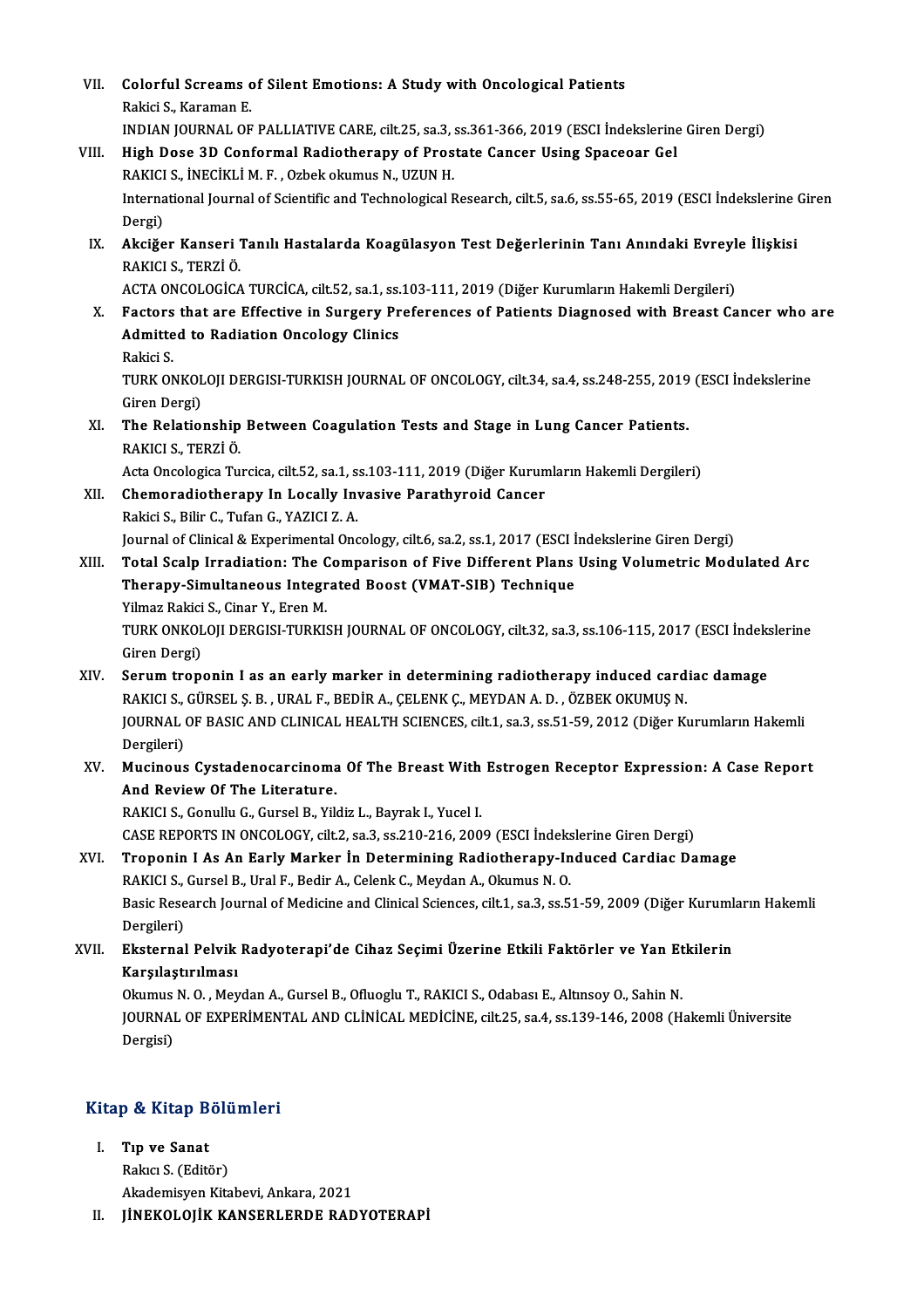VII. **Colorful Screams of Silent Emotions: A Study with Oncological Patients**
Rakici S., Karaman E.
INDIAN JOURNAL OF PALLIATIVE CARE, cilt.25, sa.3, ss.361-366, 2019 (ESCI İndekslerine Giren Dergi)

VIII. **High Dose 3D Conformal Radiotherapy of Prostate Cancer Using Spaceoar Gel**
RAKICI S., İNECİKLİ M. F. , Ozbek okumus N., UZUN H.
International Journal of Scientific and Technological Research, cilt.5, sa.6, ss.55-65, 2019 (ESCI İndekslerine Giren Dergi)

IX. **Akciğer Kanseri Tanılı Hastalarda Koagülasyon Test Değerlerinin Tanı Anındaki Evreyle İlişkisi**
RAKICI S., TERZİ Ö.
ACTA ONCOLOGİCA TURCİCA, cilt.52, sa.1, ss.103-111, 2019 (Diğer Kurumların Hakemli Dergileri)

X. **Factors that are Effective in Surgery Preferences of Patients Diagnosed with Breast Cancer who are Admitted to Radiation Oncology Clinics**
Rakici S.
TURK ONKOLOJI DERGISI-TURKISH JOURNAL OF ONCOLOGY, cilt.34, sa.4, ss.248-255, 2019 (ESCI İndekslerine Giren Dergi)

XI. **The Relationship Between Coagulation Tests and Stage in Lung Cancer Patients.**
RAKICI S., TERZİ Ö.
Acta Oncologica Turcica, cilt.52, sa.1, ss.103-111, 2019 (Diğer Kurumların Hakemli Dergileri)

XII. **Chemoradiotherapy In Locally Invasive Parathyroid Cancer**
Rakici S., Bilir C., Tufan G., YAZICI Z. A.
Journal of Clinical & Experimental Oncology, cilt.6, sa.2, ss.1, 2017 (ESCI İndekslerine Giren Dergi)

XIII. **Total Scalp Irradiation: The Comparison of Five Different Plans Using Volumetric Modulated Arc Therapy-Simultaneous Integrated Boost (VMAT-SIB) Technique**
Yilmaz Rakici S., Cinar Y., Eren M.
TURK ONKOLOJI DERGISI-TURKISH JOURNAL OF ONCOLOGY, cilt.32, sa.3, ss.106-115, 2017 (ESCI İndekslerine Giren Dergi)

XIV. **Serum troponin I as an early marker in determining radiotherapy induced cardiac damage**
RAKICI S., GÜRSEL Ş. B. , URAL F., BEDİR A., ÇELENK Ç., MEYDAN A. D. , ÖZBEK OKUMUŞ N.
JOURNAL OF BASIC AND CLINICAL HEALTH SCIENCES, cilt.1, sa.3, ss.51-59, 2012 (Diğer Kurumların Hakemli Dergileri)

XV. **Mucinous Cystadenocarcinoma Of The Breast With Estrogen Receptor Expression: A Case Report And Review Of The Literature.**
RAKICI S., Gonullu G., Gursel B., Yildiz L., Bayrak I., Yucel I.
CASE REPORTS IN ONCOLOGY, cilt.2, sa.3, ss.210-216, 2009 (ESCI İndekslerine Giren Dergi)

XVI. **Troponin I As An Early Marker İn Determining Radiotherapy-Induced Cardiac Damage**
RAKICI S., Gursel B., Ural F., Bedir A., Celenk C., Meydan A., Okumus N. O.
Basic Research Journal of Medicine and Clinical Sciences, cilt.1, sa.3, ss.51-59, 2009 (Diğer Kurumların Hakemli Dergileri)

XVII. **Eksternal Pelvik Radyoterapi'de Cihaz Seçimi Üzerine Etkili Faktörler ve Yan Etkilerin Karşılaştırılması**
Okumus N. O. , Meydan A., Gursel B., Ofluoglu T., RAKICI S., Odabası E., Altınsoy O., Sahin N.
JOURNAL OF EXPERİMENTAL AND CLİNİCAL MEDİCİNE, cilt.25, sa.4, ss.139-146, 2008 (Hakemli Üniversite Dergisi)

## Kitap & Kitap Bölümleri

I. **Tıp ve Sanat**
Rakıcı S. (Editör)
Akademisyen Kitabevi, Ankara, 2021

II. **JİNEKOLOJİK KANSERLERDE RADYOTERAPİ**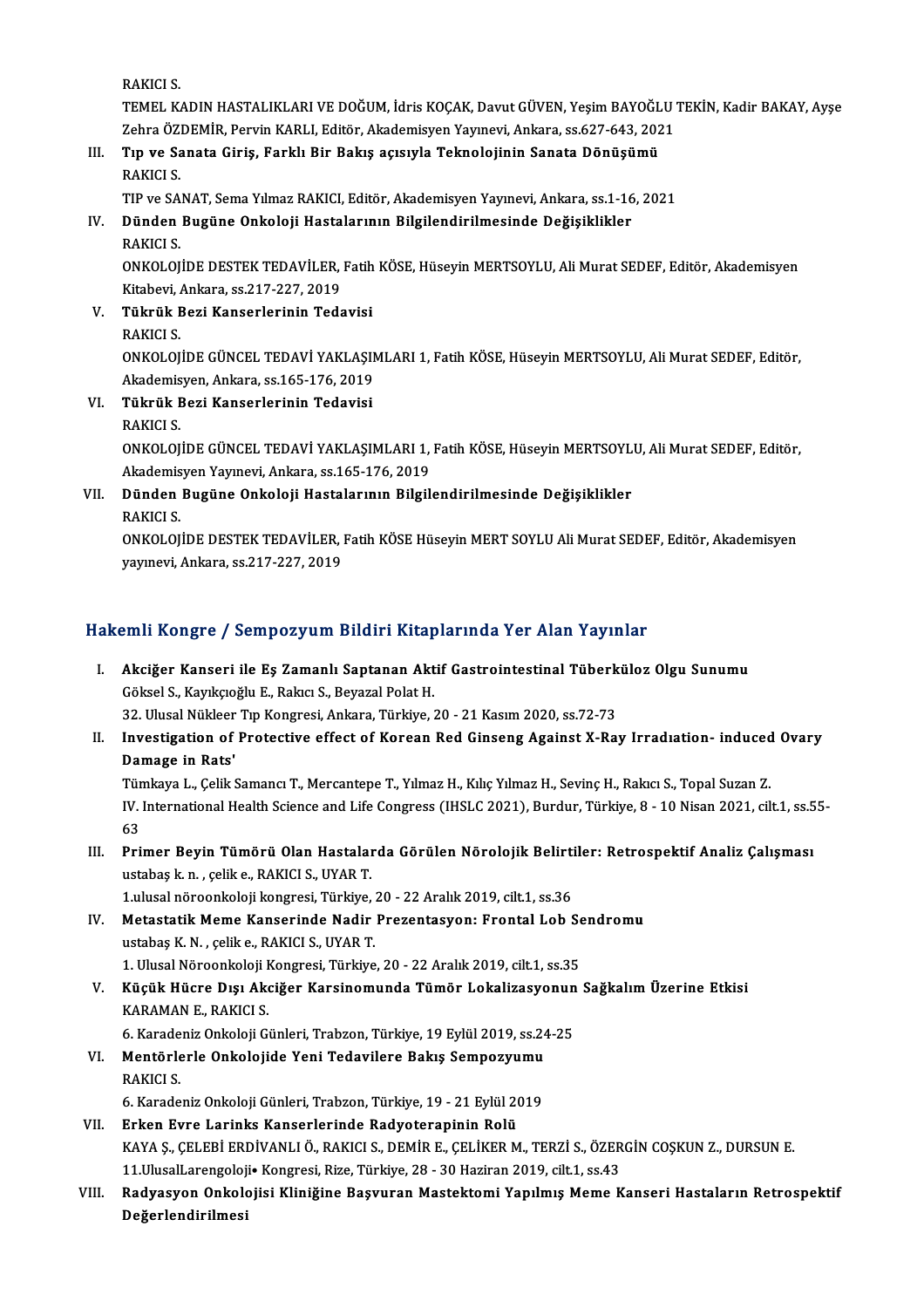RAKICI S.
TEMEL KADIN HASTALIKLARI VE DOĞUM, İdris KOÇAK, Davut GÜVEN, Yeşim BAYOĞLU TEKİN, Kadir BAKAY, Ayşe Zehra ÖZDEMİR, Pervin KARLI, Editör, Akademisyen Yayınevi, Ankara, ss.627-643, 2021

III. **Tıp ve Sanata Giriş, Farklı Bir Bakış açısıyla Teknolojinin Sanata Dönüşümü**
RAKICI S.
TIP ve SANAT, Sema Yılmaz RAKICI, Editör, Akademisyen Yayınevi, Ankara, ss.1-16, 2021

IV. **Dünden Bugüne Onkoloji Hastalarının Bilgilendirilmesinde Değişiklikler**
RAKICI S.
ONKOLOJİDE DESTEK TEDAVİLER, Fatih KÖSE, Hüseyin MERTSOYLU, Ali Murat SEDEF, Editör, Akademisyen Kitabevi, Ankara, ss.217-227, 2019

V. **Tükrük Bezi Kanserlerinin Tedavisi**
RAKICI S.
ONKOLOJİDE GÜNCEL TEDAVİ YAKLAŞIMLARI 1, Fatih KÖSE, Hüseyin MERTSOYLU, Ali Murat SEDEF, Editör, Akademisyen, Ankara, ss.165-176, 2019

VI. **Tükrük Bezi Kanserlerinin Tedavisi**
RAKICI S.
ONKOLOJİDE GÜNCEL TEDAVİ YAKLAŞIMLARI 1, Fatih KÖSE, Hüseyin MERTSOYLU, Ali Murat SEDEF, Editör, Akademisyen Yayınevi, Ankara, ss.165-176, 2019

VII. **Dünden Bugüne Onkoloji Hastalarının Bilgilendirilmesinde Değişiklikler**
RAKICI S.
ONKOLOJİDE DESTEK TEDAVİLER, Fatih KÖSE Hüseyin MERT SOYLU Ali Murat SEDEF, Editör, Akademisyen yayınevi, Ankara, ss.217-227, 2019

## Hakemli Kongre / Sempozyum Bildiri Kitaplarında Yer Alan Yayınlar

I. **Akciğer Kanseri ile Eş Zamanlı Saptanan Aktif Gastrointestinal Tüberküloz Olgu Sunumu**
Göksel S., Kayıkçıoğlu E., Rakıcı S., Beyazal Polat H.
32. Ulusal Nükleer Tıp Kongresi, Ankara, Türkiye, 20 - 21 Kasım 2020, ss.72-73

II. **Investigation of Protective effect of Korean Red Ginseng Against X-Ray Irradıation- induced Ovary Damage in Rats'**
Tümkaya L., Çelik Samancı T., Mercantepe T., Yılmaz H., Kılıç Yılmaz H., Sevinç H., Rakıcı S., Topal Suzan Z.
IV. International Health Science and Life Congress (IHSLC 2021), Burdur, Türkiye, 8 - 10 Nisan 2021, cilt.1, ss.55-63

III. **Primer Beyin Tümörü Olan Hastalarda Görülen Nörolojik Belirtiler: Retrospektif Analiz Çalışması**
ustabaş k. n. , çelik e., RAKICI S., UYAR T.
1.ulusal nöroonkoloji kongresi, Türkiye, 20 - 22 Aralık 2019, cilt.1, ss.36

IV. **Metastatik Meme Kanserinde Nadir Prezentasyon: Frontal Lob Sendromu**
ustabaş K. N. , çelik e., RAKICI S., UYAR T.
1. Ulusal Nöroonkoloji Kongresi, Türkiye, 20 - 22 Aralık 2019, cilt.1, ss.35

V. **Küçük Hücre Dışı Akciğer Karsinomunda Tümör Lokalizasyonun Sağkalım Üzerine Etkisi**
KARAMAN E., RAKICI S.
6. Karadeniz Onkoloji Günleri, Trabzon, Türkiye, 19 Eylül 2019, ss.24-25

VI. **Mentörlerle Onkolojide Yeni Tedavilere Bakış Sempozyumu**
RAKICI S.
6. Karadeniz Onkoloji Günleri, Trabzon, Türkiye, 19 - 21 Eylül 2019

VII. **Erken Evre Larinks Kanserlerinde Radyoterapinin Rolü**
KAYA Ş., ÇELEBİ ERDİVANLI Ö., RAKICI S., DEMİR E., ÇELİKER M., TERZİ S., ÖZERGİN COŞKUN Z., DURSUN E.
11.UlusalLarengoloji• Kongresi, Rize, Türkiye, 28 - 30 Haziran 2019, cilt.1, ss.43

VIII. **Radyasyon Onkolojisi Kliniğine Başvuran Mastektomi Yapılmış Meme Kanseri Hastaların Retrospektif Değerlendirilmesi**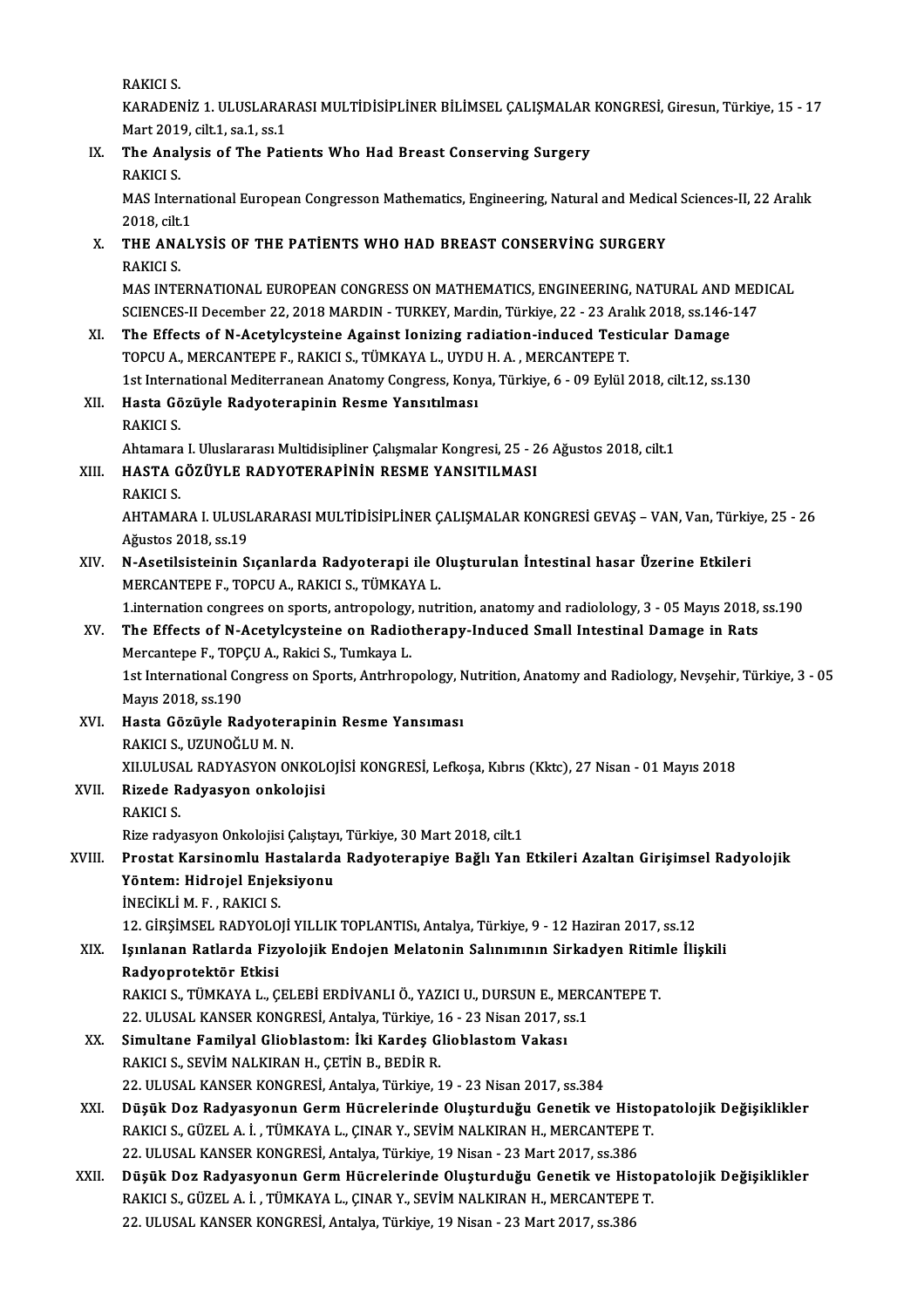RAKICI S.
KARADENİZ 1. ULUSLARARASI MULTİDİSİPLİNER BİLİMSEL ÇALIŞMALAR KONGRESİ, Giresun, Türkiye, 15 - 17 Mart 2019, cilt.1, sa.1, ss.1

IX. **The Analysis of The Patients Who Had Breast Conserving Surgery**
RAKICI S.
MAS International European Congresson Mathematics, Engineering, Natural and Medical Sciences-II, 22 Aralık 2018, cilt.1

X. **THE ANALYSİS OF THE PATİENTS WHO HAD BREAST CONSERVİNG SURGERY**
RAKICI S.
MAS INTERNATIONAL EUROPEAN CONGRESS ON MATHEMATICS, ENGINEERING, NATURAL AND MEDICAL SCIENCES-II December 22, 2018 MARDIN - TURKEY, Mardin, Türkiye, 22 - 23 Aralık 2018, ss.146-147

XI. **The Effects of N-Acetylcysteine Against Ionizing radiation-induced Testicular Damage**
TOPCU A., MERCANTEPE F., RAKICI S., TÜMKAYA L., UYDU H. A. , MERCANTEPE T.
1st International Mediterranean Anatomy Congress, Konya, Türkiye, 6 - 09 Eylül 2018, cilt.12, ss.130

XII. **Hasta Gözüyle Radyoterapinin Resme Yansıtılması**
RAKICI S.
Ahtamara I. Uluslararası Multidisipliner Çalışmalar Kongresi, 25 - 26 Ağustos 2018, cilt.1

XIII. **HASTA GÖZÜYLE RADYOTERAPİNİN RESME YANSITILMASI**
RAKICI S.
AHTAMARA I. ULUSLARARASI MULTİDİSİPLİNER ÇALIŞMALAR KONGRESİ GEVAŞ – VAN, Van, Türkiye, 25 - 26 Ağustos 2018, ss.19

XIV. **N-Asetilsisteinin Sıçanlarda Radyoterapi ile Oluşturulan İntestinal hasar Üzerine Etkileri**
MERCANTEPE F., TOPCU A., RAKICI S., TÜMKAYA L.
1.internation congrees on sports, antropology, nutrition, anatomy and radiolology, 3 - 05 Mayıs 2018, ss.190

XV. **The Effects of N-Acetylcysteine on Radiotherapy-Induced Small Intestinal Damage in Rats**
Mercantepe F., TOPÇU A., Rakici S., Tumkaya L.
1st International Congress on Sports, Antrhropology, Nutrition, Anatomy and Radiology, Nevşehir, Türkiye, 3 - 05 Mayıs 2018, ss.190

XVI. **Hasta Gözüyle Radyoterapinin Resme Yansıması**
RAKICI S., UZUNOĞLU M. N.
XII.ULUSAL RADYASYON ONKOLOJİSİ KONGRESİ, Lefkoşa, Kıbrıs (Kktc), 27 Nisan - 01 Mayıs 2018

XVII. **Rizede Radyasyon onkolojisi**
RAKICI S.
Rize radyasyon Onkolojisi Çalıştayı, Türkiye, 30 Mart 2018, cilt.1

XVIII. **Prostat Karsinomlu Hastalarda Radyoterapiye Bağlı Yan Etkileri Azaltan Girişimsel Radyolojik Yöntem: Hidrojel Enjeksiyonu**
İNECİKLİ M. F. , RAKICI S.
12. GİRŞİMSEL RADYOLOJİ YILLIK TOPLANTISı, Antalya, Türkiye, 9 - 12 Haziran 2017, ss.12

XIX. **Işınlanan Ratlarda Fizyolojik Endojen Melatonin Salınımının Sirkadyen Ritimle İlişkili Radyoprotektör Etkisi**
RAKICI S., TÜMKAYA L., ÇELEBİ ERDİVANLI Ö., YAZICI U., DURSUN E., MERCANTEPE T.
22. ULUSAL KANSER KONGRESİ, Antalya, Türkiye, 16 - 23 Nisan 2017, ss.1

XX. **Simultane Familyal Glioblastom: İki Kardeş Glioblastom Vakası**
RAKICI S., SEVİM NALKIRAN H., ÇETİN B., BEDİR R.
22. ULUSAL KANSER KONGRESİ, Antalya, Türkiye, 19 - 23 Nisan 2017, ss.384

XXI. **Düşük Doz Radyasyonun Germ Hücrelerinde Oluşturduğu Genetik ve Histopatolojik Değişiklikler**
RAKICI S., GÜZEL A. İ. , TÜMKAYA L., ÇINAR Y., SEVİM NALKIRAN H., MERCANTEPE T.
22. ULUSAL KANSER KONGRESİ, Antalya, Türkiye, 19 Nisan - 23 Mart 2017, ss.386

XXII. **Düşük Doz Radyasyonun Germ Hücrelerinde Oluşturduğu Genetik ve Histopatolojik Değişiklikler**
RAKICI S., GÜZEL A. İ. , TÜMKAYA L., ÇINAR Y., SEVİM NALKIRAN H., MERCANTEPE T.
22. ULUSAL KANSER KONGRESİ, Antalya, Türkiye, 19 Nisan - 23 Mart 2017, ss.386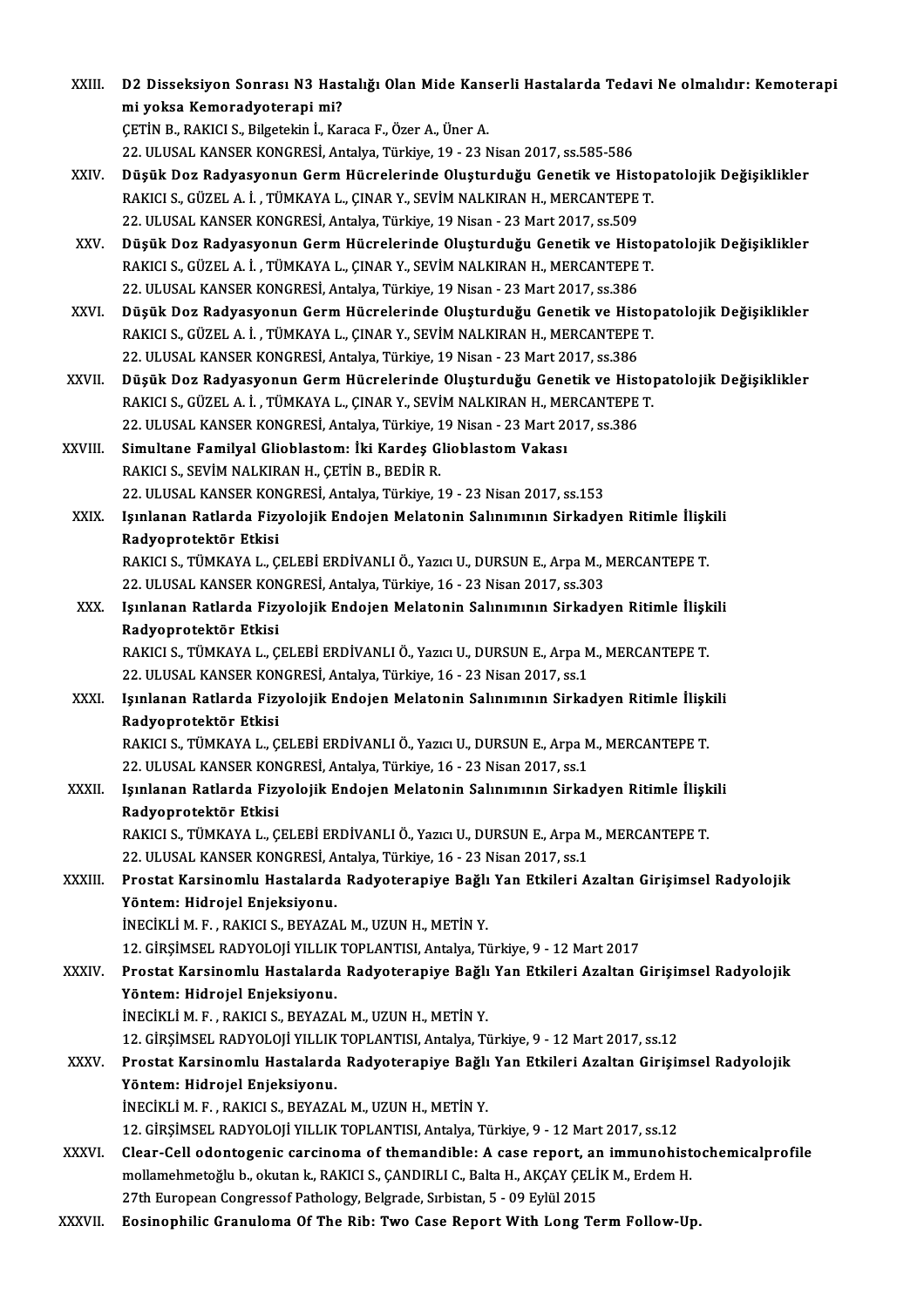XXIII. **D2 Disseksiyon Sonrası N3 Hastalığı Olan Mide Kanserli Hastalarda Tedavi Ne olmalıdır: Kemoterapi mi yoksa Kemoradyoterapi mi?**
ÇETİN B., RAKICI S., Bilgetekin İ., Karaca F., Özer A., Üner A.
22. ULUSAL KANSER KONGRESİ, Antalya, Türkiye, 19 - 23 Nisan 2017, ss.585-586

XXIV. **Düşük Doz Radyasyonun Germ Hücrelerinde Oluşturduğu Genetik ve Histopatolojik Değişiklikler**
RAKICI S., GÜZEL A. İ. , TÜMKAYA L., ÇINAR Y., SEVİM NALKIRAN H., MERCANTEPE T.
22. ULUSAL KANSER KONGRESİ, Antalya, Türkiye, 19 Nisan - 23 Mart 2017, ss.509

XXV. **Düşük Doz Radyasyonun Germ Hücrelerinde Oluşturduğu Genetik ve Histopatolojik Değişiklikler**
RAKICI S., GÜZEL A. İ. , TÜMKAYA L., ÇINAR Y., SEVİM NALKIRAN H., MERCANTEPE T.
22. ULUSAL KANSER KONGRESİ, Antalya, Türkiye, 19 Nisan - 23 Mart 2017, ss.386

XXVI. **Düşük Doz Radyasyonun Germ Hücrelerinde Oluşturduğu Genetik ve Histopatolojik Değişiklikler**
RAKICI S., GÜZEL A. İ. , TÜMKAYA L., ÇINAR Y., SEVİM NALKIRAN H., MERCANTEPE T.
22. ULUSAL KANSER KONGRESİ, Antalya, Türkiye, 19 Nisan - 23 Mart 2017, ss.386

XXVII. **Düşük Doz Radyasyonun Germ Hücrelerinde Oluşturduğu Genetik ve Histopatolojik Değişiklikler**
RAKICI S., GÜZEL A. İ. , TÜMKAYA L., ÇINAR Y., SEVİM NALKIRAN H., MERCANTEPE T.
22. ULUSAL KANSER KONGRESİ, Antalya, Türkiye, 19 Nisan - 23 Mart 2017, ss.386

XXVIII. **Simultane Familyal Glioblastom: İki Kardeş Glioblastom Vakası**
RAKICI S., SEVİM NALKIRAN H., ÇETİN B., BEDİR R.
22. ULUSAL KANSER KONGRESİ, Antalya, Türkiye, 19 - 23 Nisan 2017, ss.153

XXIX. **Işınlanan Ratlarda Fizyolojik Endojen Melatonin Salınımının Sirkadyen Ritimle İlişkili Radyoprotektör Etkisi**
RAKICI S., TÜMKAYA L., ÇELEBİ ERDİVANLI Ö., Yazıcı U., DURSUN E., Arpa M., MERCANTEPE T.
22. ULUSAL KANSER KONGRESİ, Antalya, Türkiye, 16 - 23 Nisan 2017, ss.303

XXX. **Işınlanan Ratlarda Fizyolojik Endojen Melatonin Salınımının Sirkadyen Ritimle İlişkili Radyoprotektör Etkisi**
RAKICI S., TÜMKAYA L., ÇELEBİ ERDİVANLI Ö., Yazıcı U., DURSUN E., Arpa M., MERCANTEPE T.
22. ULUSAL KANSER KONGRESİ, Antalya, Türkiye, 16 - 23 Nisan 2017, ss.1

XXXI. **Işınlanan Ratlarda Fizyolojik Endojen Melatonin Salınımının Sirkadyen Ritimle İlişkili Radyoprotektör Etkisi**
RAKICI S., TÜMKAYA L., ÇELEBİ ERDİVANLI Ö., Yazıcı U., DURSUN E., Arpa M., MERCANTEPE T.
22. ULUSAL KANSER KONGRESİ, Antalya, Türkiye, 16 - 23 Nisan 2017, ss.1

XXXII. **Işınlanan Ratlarda Fizyolojik Endojen Melatonin Salınımının Sirkadyen Ritimle İlişkili Radyoprotektör Etkisi**
RAKICI S., TÜMKAYA L., ÇELEBİ ERDİVANLI Ö., Yazıcı U., DURSUN E., Arpa M., MERCANTEPE T.
22. ULUSAL KANSER KONGRESİ, Antalya, Türkiye, 16 - 23 Nisan 2017, ss.1

XXXIII. **Prostat Karsinomlu Hastalarda Radyoterapiye Bağlı Yan Etkileri Azaltan Girişimsel Radyolojik Yöntem: Hidrojel Enjeksiyonu.**
İNECİKLİ M. F. , RAKICI S., BEYAZAL M., UZUN H., METİN Y.
12. GİRŞİMSEL RADYOLOJİ YILLIK TOPLANTISI, Antalya, Türkiye, 9 - 12 Mart 2017

XXXIV. **Prostat Karsinomlu Hastalarda Radyoterapiye Bağlı Yan Etkileri Azaltan Girişimsel Radyolojik Yöntem: Hidrojel Enjeksiyonu.**
İNECİKLİ M. F. , RAKICI S., BEYAZAL M., UZUN H., METİN Y.
12. GİRŞİMSEL RADYOLOJİ YILLIK TOPLANTISI, Antalya, Türkiye, 9 - 12 Mart 2017, ss.12

XXXV. **Prostat Karsinomlu Hastalarda Radyoterapiye Bağlı Yan Etkileri Azaltan Girişimsel Radyolojik Yöntem: Hidrojel Enjeksiyonu.**
İNECİKLİ M. F. , RAKICI S., BEYAZAL M., UZUN H., METİN Y.
12. GİRŞİMSEL RADYOLOJİ YILLIK TOPLANTISI, Antalya, Türkiye, 9 - 12 Mart 2017, ss.12

XXXVI. **Clear-Cell odontogenic carcinoma of themandible: A case report, an immunohistochemicalprofile**
mollamehmetoğlu b., okutan k., RAKICI S., ÇANDIRLI C., Balta H., AKÇAY ÇELİK M., Erdem H.
27th European Congressof Pathology, Belgrade, Sırbistan, 5 - 09 Eylül 2015

XXXVII. **Eosinophilic Granuloma Of The Rib: Two Case Report With Long Term Follow-Up.**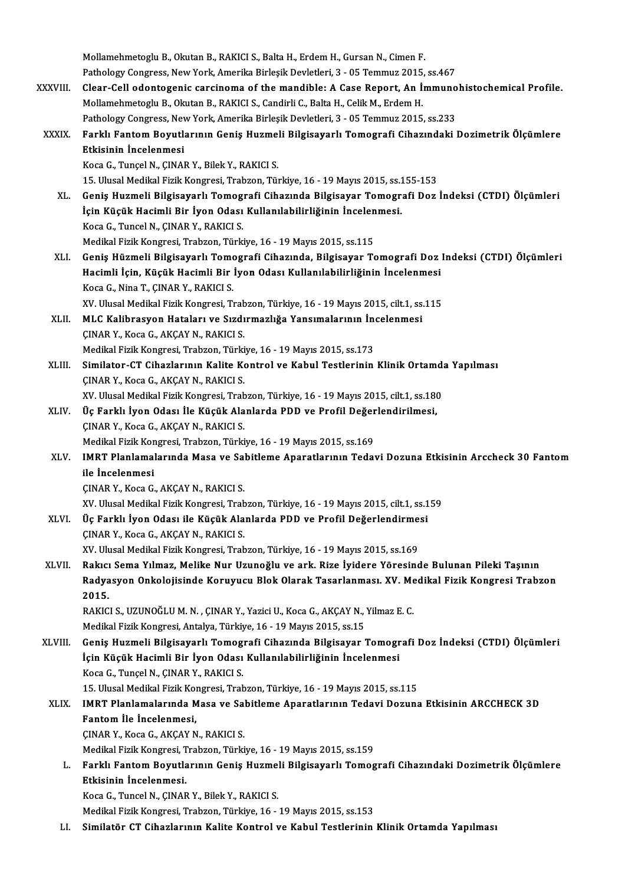Mollamehmetoglu B., Okutan B., RAKICI S., Balta H., Erdem H., Gursan N., Cimen F.
Pathology Congress, New York, Amerika Birleşik Devletleri, 3 - 05 Temmuz 2015, ss.467

XXXVIII. **Clear-Cell odontogenic carcinoma of the mandible: A Case Report, An İmmunohistochemical Profile.**
Mollamehmetoglu B., Okutan B., RAKICI S., Candirli C., Balta H., Celik M., Erdem H.
Pathology Congress, New York, Amerika Birleşik Devletleri, 3 - 05 Temmuz 2015, ss.233

XXXIX. **Farklı Fantom Boyutlarının Geniş Huzmeli Bilgisayarlı Tomografi Cihazındaki Dozimetrik Ölçümlere Etkisinin İncelenmesi**
Koca G., Tunçel N., ÇINAR Y., Bilek Y., RAKICI S.
15. Ulusal Medikal Fizik Kongresi, Trabzon, Türkiye, 16 - 19 Mayıs 2015, ss.155-153

XL. **Geniş Huzmeli Bilgisayarlı Tomografi Cihazında Bilgisayar Tomografi Doz İndeksi (CTDI) Ölçümleri İçin Küçük Hacimli Bir İyon Odası Kullanılabilirliğinin İncelenmesi.**
Koca G., Tuncel N., ÇINAR Y., RAKICI S.
Medikal Fizik Kongresi, Trabzon, Türkiye, 16 - 19 Mayıs 2015, ss.115

XLI. **Geniş Hüzmeli Bilgisayarlı Tomografi Cihazında, Bilgisayar Tomografi Doz Indeksi (CTDI) Ölçümleri Hacimli İçin, Küçük Hacimli Bir İyon Odası Kullanılabilirliğinin İncelenmesi**
Koca G., Nina T., ÇINAR Y., RAKICI S.
XV. Ulusal Medikal Fizik Kongresi, Trabzon, Türkiye, 16 - 19 Mayıs 2015, cilt.1, ss.115

XLII. **MLC Kalibrasyon Hataları ve Sızdırmazlığa Yansımalarının İncelenmesi**
ÇINAR Y., Koca G., AKÇAY N., RAKICI S.
Medikal Fizik Kongresi, Trabzon, Türkiye, 16 - 19 Mayıs 2015, ss.173

XLIII. **Similator-CT Cihazlarının Kalite Kontrol ve Kabul Testlerinin Klinik Ortamda Yapılması**
ÇINAR Y., Koca G., AKÇAY N., RAKICI S.
XV. Ulusal Medikal Fizik Kongresi, Trabzon, Türkiye, 16 - 19 Mayıs 2015, cilt.1, ss.180

XLIV. **Üç Farklı İyon Odası İle Küçük Alanlarda PDD ve Profil Değerlendirilmesi,**
ÇINAR Y., Koca G., AKÇAY N., RAKICI S.
Medikal Fizik Kongresi, Trabzon, Türkiye, 16 - 19 Mayıs 2015, ss.169

XLV. **IMRT Planlamalarında Masa ve Sabitleme Aparatlarının Tedavi Dozuna Etkisinin Arccheck 30 Fantom ile İncelenmesi**
ÇINAR Y., Koca G., AKÇAY N., RAKICI S.
XV. Ulusal Medikal Fizik Kongresi, Trabzon, Türkiye, 16 - 19 Mayıs 2015, cilt.1, ss.159

XLVI. **Üç Farklı İyon Odası ile Küçük Alanlarda PDD ve Profil Değerlendirmesi**
ÇINAR Y., Koca G., AKÇAY N., RAKICI S.
XV. Ulusal Medikal Fizik Kongresi, Trabzon, Türkiye, 16 - 19 Mayıs 2015, ss.169

XLVII. **Rakıcı Sema Yılmaz, Melike Nur Uzunoğlu ve ark. Rize İyidere Yöresinde Bulunan Pileki Taşının Radyasyon Onkolojisinde Koruyucu Blok Olarak Tasarlanması. XV. Medikal Fizik Kongresi Trabzon 2015.**
RAKICI S., UZUNOĞLU M. N. , ÇINAR Y., Yazici U., Koca G., AKÇAY N., Yilmaz E. C.
Medikal Fizik Kongresi, Antalya, Türkiye, 16 - 19 Mayıs 2015, ss.15

XLVIII. **Geniş Huzmeli Bilgisayarlı Tomografi Cihazında Bilgisayar Tomografi Doz İndeksi (CTDI) Ölçümleri İçin Küçük Hacimli Bir İyon Odası Kullanılabilirliğinin İncelenmesi**
Koca G., Tunçel N., ÇINAR Y., RAKICI S.
15. Ulusal Medikal Fizik Kongresi, Trabzon, Türkiye, 16 - 19 Mayıs 2015, ss.115

XLIX. **IMRT Planlamalarında Masa ve Sabitleme Aparatlarının Tedavi Dozuna Etkisinin ARCCHECK 3D Fantom İle İncelenmesi,**
ÇINAR Y., Koca G., AKÇAY N., RAKICI S.
Medikal Fizik Kongresi, Trabzon, Türkiye, 16 - 19 Mayıs 2015, ss.159

L. **Farklı Fantom Boyutlarının Geniş Huzmeli Bilgisayarlı Tomografi Cihazındaki Dozimetrik Ölçümlere Etkisinin İncelenmesi.**
Koca G., Tuncel N., ÇINAR Y., Bilek Y., RAKICI S.
Medikal Fizik Kongresi, Trabzon, Türkiye, 16 - 19 Mayıs 2015, ss.153

LI. **Similatör CT Cihazlarının Kalite Kontrol ve Kabul Testlerinin Klinik Ortamda Yapılması**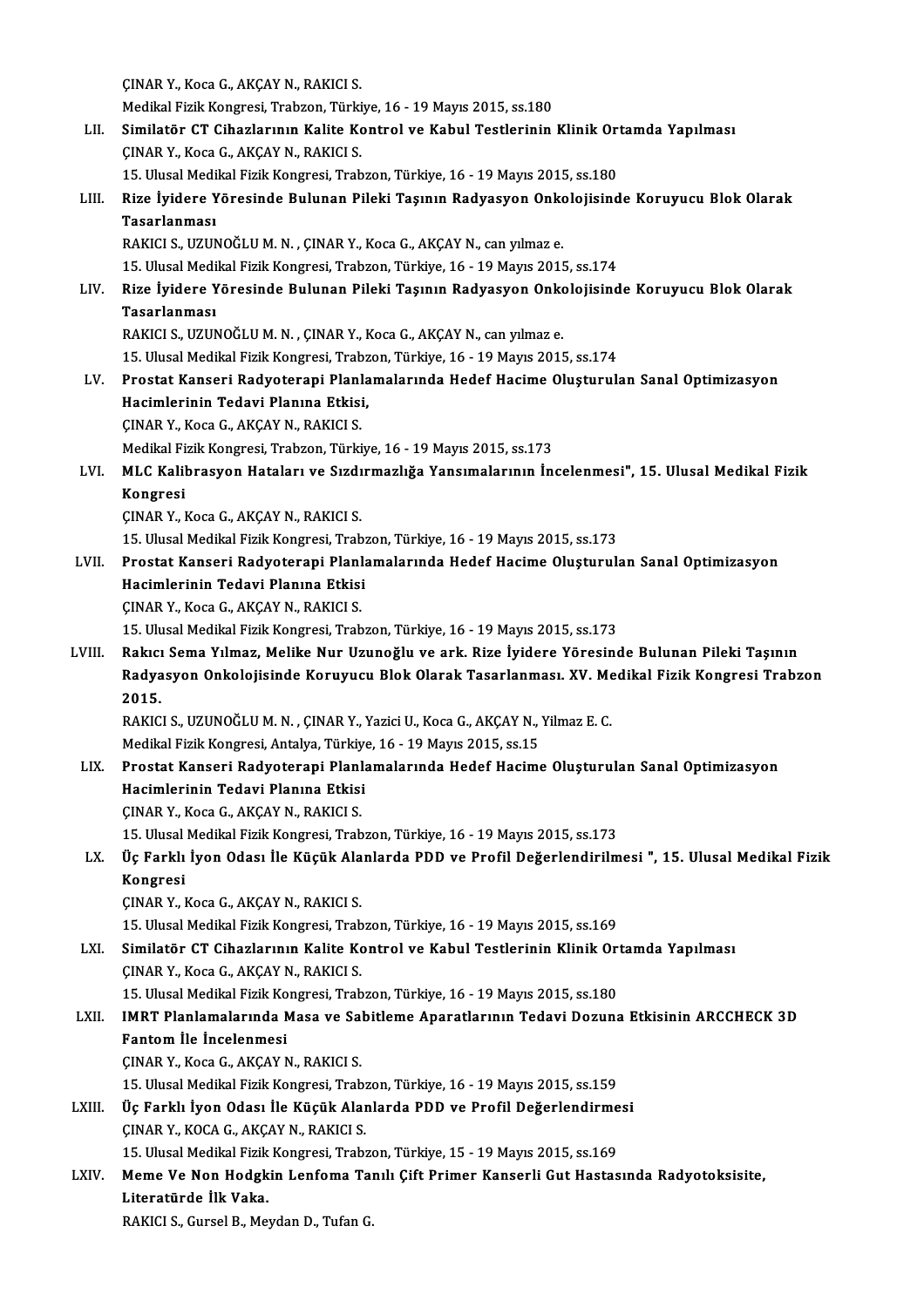ÇINAR Y., Koca G., AKÇAY N., RAKICI S.
Medikal Fizik Kongresi, Trabzon, Türkiye, 16 - 19 Mayıs 2015, ss.180

LII. **Similatör CT Cihazlarının Kalite Kontrol ve Kabul Testlerinin Klinik Ortamda Yapılması**
ÇINAR Y., Koca G., AKÇAY N., RAKICI S.
15. Ulusal Medikal Fizik Kongresi, Trabzon, Türkiye, 16 - 19 Mayıs 2015, ss.180

LIII. **Rize İyidere Yöresinde Bulunan Pileki Taşının Radyasyon Onkolojisinde Koruyucu Blok Olarak Tasarlanması**
RAKICI S., UZUNOĞLU M. N. , ÇINAR Y., Koca G., AKÇAY N., can yılmaz e.
15. Ulusal Medikal Fizik Kongresi, Trabzon, Türkiye, 16 - 19 Mayıs 2015, ss.174

LIV. **Rize İyidere Yöresinde Bulunan Pileki Taşının Radyasyon Onkolojisinde Koruyucu Blok Olarak Tasarlanması**
RAKICI S., UZUNOĞLU M. N. , ÇINAR Y., Koca G., AKÇAY N., can yılmaz e.
15. Ulusal Medikal Fizik Kongresi, Trabzon, Türkiye, 16 - 19 Mayıs 2015, ss.174

LV. **Prostat Kanseri Radyoterapi Planlamalarında Hedef Hacime Oluşturulan Sanal Optimizasyon Hacimlerinin Tedavi Planına Etkisi,**
ÇINAR Y., Koca G., AKÇAY N., RAKICI S.
Medikal Fizik Kongresi, Trabzon, Türkiye, 16 - 19 Mayıs 2015, ss.173

LVI. **MLC Kalibrasyon Hataları ve Sızdırmazlığa Yansımalarının İncelenmesi", 15. Ulusal Medikal Fizik Kongresi**
ÇINAR Y., Koca G., AKÇAY N., RAKICI S.
15. Ulusal Medikal Fizik Kongresi, Trabzon, Türkiye, 16 - 19 Mayıs 2015, ss.173

LVII. **Prostat Kanseri Radyoterapi Planlamalarında Hedef Hacime Oluşturulan Sanal Optimizasyon Hacimlerinin Tedavi Planına Etkisi**
ÇINAR Y., Koca G., AKÇAY N., RAKICI S.
15. Ulusal Medikal Fizik Kongresi, Trabzon, Türkiye, 16 - 19 Mayıs 2015, ss.173

LVIII. **Rakıcı Sema Yılmaz, Melike Nur Uzunoğlu ve ark. Rize İyidere Yöresinde Bulunan Pileki Taşının Radyasyon Onkolojisinde Koruyucu Blok Olarak Tasarlanması. XV. Medikal Fizik Kongresi Trabzon 2015.**
RAKICI S., UZUNOĞLU M. N. , ÇINAR Y., Yazici U., Koca G., AKÇAY N., Yilmaz E. C.
Medikal Fizik Kongresi, Antalya, Türkiye, 16 - 19 Mayıs 2015, ss.15

LIX. **Prostat Kanseri Radyoterapi Planlamalarında Hedef Hacime Oluşturulan Sanal Optimizasyon Hacimlerinin Tedavi Planına Etkisi**
ÇINAR Y., Koca G., AKÇAY N., RAKICI S.
15. Ulusal Medikal Fizik Kongresi, Trabzon, Türkiye, 16 - 19 Mayıs 2015, ss.173

LX. **Üç Farklı İyon Odası İle Küçük Alanlarda PDD ve Profil Değerlendirilmesi ", 15. Ulusal Medikal Fizik Kongresi**
ÇINAR Y., Koca G., AKÇAY N., RAKICI S.
15. Ulusal Medikal Fizik Kongresi, Trabzon, Türkiye, 16 - 19 Mayıs 2015, ss.169

LXI. **Similatör CT Cihazlarının Kalite Kontrol ve Kabul Testlerinin Klinik Ortamda Yapılması**
ÇINAR Y., Koca G., AKÇAY N., RAKICI S.
15. Ulusal Medikal Fizik Kongresi, Trabzon, Türkiye, 16 - 19 Mayıs 2015, ss.180

LXII. **IMRT Planlamalarında Masa ve Sabitleme Aparatlarının Tedavi Dozuna Etkisinin ARCCHECK 3D Fantom İle İncelenmesi**
ÇINAR Y., Koca G., AKÇAY N., RAKICI S.
15. Ulusal Medikal Fizik Kongresi, Trabzon, Türkiye, 16 - 19 Mayıs 2015, ss.159

LXIII. **Üç Farklı İyon Odası İle Küçük Alanlarda PDD ve Profil Değerlendirmesi**
ÇINAR Y., KOCA G., AKÇAY N., RAKICI S.
15. Ulusal Medikal Fizik Kongresi, Trabzon, Türkiye, 15 - 19 Mayıs 2015, ss.169

LXIV. **Meme Ve Non Hodgkin Lenfoma Tanılı Çift Primer Kanserli Gut Hastasında Radyotoksisite, Literatürde İlk Vaka.**
RAKICI S., Gursel B., Meydan D., Tufan G.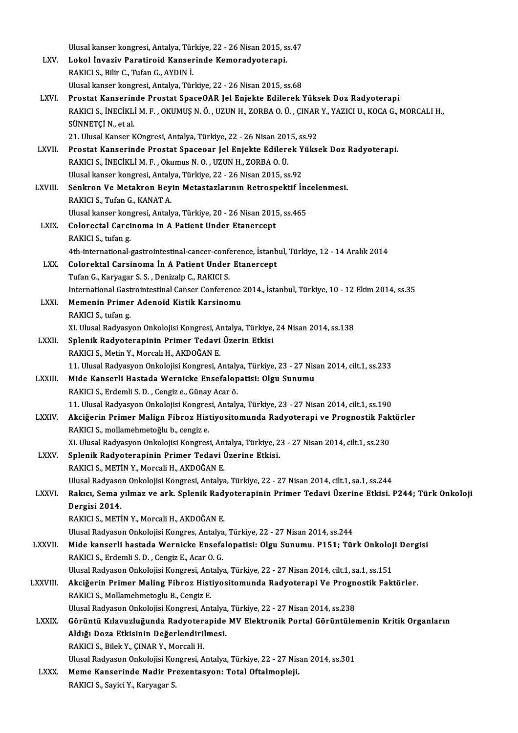Ulusal kanser kongresi, Antalya, Türkiye, 22 - 26 Nisan 2015, ss.47

LXV. **Lokol İnvaziv Paratiroid Kanserinde Kemoradyoterapi.**
RAKICI S., Bilir C., Tufan G., AYDIN İ.
Ulusal kanser kongresi, Antalya, Türkiye, 22 - 26 Nisan 2015, ss.68

LXVI. **Prostat Kanserinde Prostat SpaceOAR Jel Enjekte Edilerek Yüksek Doz Radyoterapi**
RAKICI S., İNECİKLİ M. F. , OKUMUŞ N. Ö. , UZUN H., ZORBA O. Ü. , ÇINAR Y., YAZICI U., KOCA G., MORCALI H., SÜNNETÇİ N., et al.
21. Ulusal Kanser KOngresi, Antalya, Türkiye, 22 - 26 Nisan 2015, ss.92

LXVII. **Prostat Kanserinde Prostat Spaceoar Jel Enjekte Edilerek Yüksek Doz Radyoterapi.**
RAKICI S., İNECİKLİ M. F. , Okumus N. O. , UZUN H., ZORBA O. Ü.
Ulusal kanser kongresi, Antalya, Türkiye, 22 - 26 Nisan 2015, ss.92

LXVIII. **Senkron Ve Metakron Beyin Metastazlarının Retrospektif İncelenmesi.**
RAKICI S., Tufan G., KANAT A.
Ulusal kanser kongresi, Antalya, Türkiye, 20 - 26 Nisan 2015, ss.465

LXIX. **Colorectal Carcinoma in A Patient Under Etanercept**
RAKICI S., tufan g.
4th-international-gastrointestinal-cancer-conference, İstanbul, Türkiye, 12 - 14 Aralık 2014

LXX. **Colorektal Carsinoma İn A Patient Under Etanercept**
Tufan G., Karyagar S. S. , Denizalp C., RAKICI S.
International Gastrointestinal Canser Conference 2014., İstanbul, Türkiye, 10 - 12 Ekim 2014, ss.35

LXXI. **Memenin Primer Adenoid Kistik Karsinomu**
RAKICI S., tufan g.
XI. Ulusal Radyasyon Onkolojisi Kongresi, Antalya, Türkiye, 24 Nisan 2014, ss.138

LXXII. **Splenik Radyoterapinin Primer Tedavi Üzerin Etkisi**
RAKICI S., Metin Y., Morcalı H., AKDOĞAN E.
11. Ulusal Radyasyon Onkolojisi Kongresi, Antalya, Türkiye, 23 - 27 Nisan 2014, cilt.1, ss.233

LXXIII. **Mide Kanserli Hastada Wernicke Ensefalopatisi: Olgu Sunumu**
RAKICI S., Erdemli S. D. , Cengiz e., Günay Acar ö.
11. Ulusal Radyasyon Onkolojisi Kongresi, Antalya, Türkiye, 23 - 27 Nisan 2014, cilt.1, ss.190

LXXIV. **Akciğerin Primer Malign Fibroz Histiyositomunda Radyoterapi ve Prognostik Faktörler**
RAKICI S., mollamehmetoğlu b., cengiz e.
XI. Ulusal Radyasyon Onkolojisi Kongresi, Antalya, Türkiye, 23 - 27 Nisan 2014, cilt.1, ss.230

LXXV. **Splenik Radyoterapinin Primer Tedavi Üzerine Etkisi.**
RAKICI S., METİN Y., Morcali H., AKDOĞAN E.
Ulusal Radyason Onkolojisi Kongresi, Antalya, Türkiye, 22 - 27 Nisan 2014, cilt.1, sa.1, ss.244

LXXVI. **Rakıcı, Sema yılmaz ve ark. Splenik Radyoterapinin Primer Tedavi Üzerine Etkisi. P244; Türk Onkoloji Dergisi 2014.**
RAKICI S., METİN Y., Morcali H., AKDOĞAN E.
Ulusal Radyason Onkolojisi Kongres, Antalya, Türkiye, 22 - 27 Nisan 2014, ss.244

LXXVII. **Mide kanserli hastada Wernicke Ensefalopatisi: Olgu Sunumu. P151; Türk Onkoloji Dergisi**
RAKICI S., Erdemli S. D. , Cengiz E., Acar O. G.
Ulusal Radyason Onkolojisi Kongresi, Antalya, Türkiye, 22 - 27 Nisan 2014, cilt.1, sa.1, ss.151

LXXVIII. **Akciğerin Primer Maling Fibroz Histiyositomunda Radyoterapi Ve Prognostik Faktörler.**
RAKICI S., Mollamehmetoglu B., Cengiz E.
Ulusal Radyason Onkolojisi Kongresi, Antalya, Türkiye, 22 - 27 Nisan 2014, ss.238

LXXIX. **Görüntü Kılavuzluğunda Radyoterapide MV Elektronik Portal Görüntülemenin Kritik Organların Aldığı Doza Etkisinin Değerlendirilmesi.**
RAKICI S., Bilek Y., ÇINAR Y., Morcali H.
Ulusal Radyason Onkolojisi Kongresi, Antalya, Türkiye, 22 - 27 Nisan 2014, ss.301

LXXX. **Meme Kanserinde Nadir Prezentasyon: Total Oftalmopleji.**
RAKICI S., Sayici Y., Karyagar S.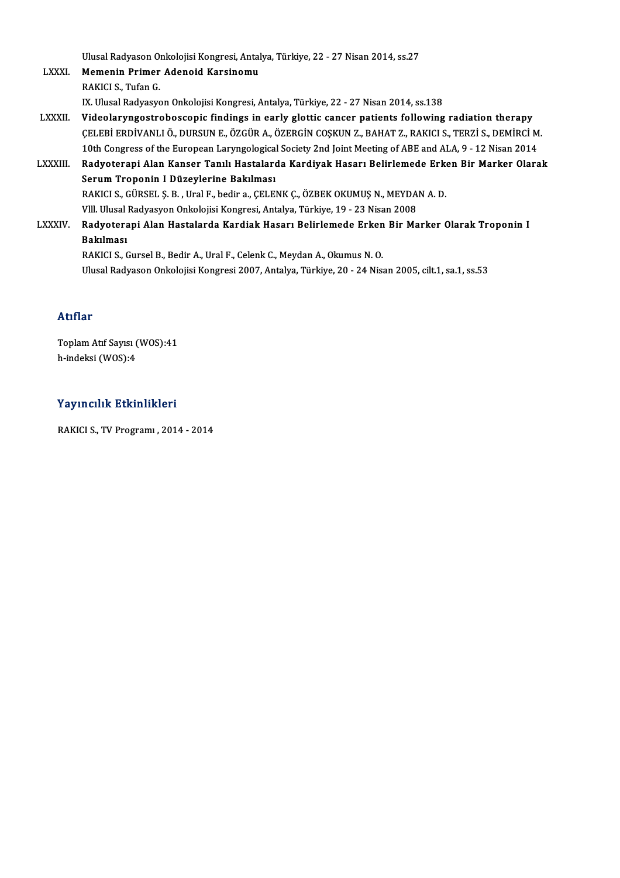Ulusal Radyason Onkolojisi Kongresi, Antalya, Türkiye, 22 - 27 Nisan 2014, ss.27

LXXXI. **Memenin Primer Adenoid Karsinomu**
RAKICI S., Tufan G.
IX. Ulusal Radyasyon Onkolojisi Kongresi, Antalya, Türkiye, 22 - 27 Nisan 2014, ss.138

LXXXII. **Videolaryngostroboscopic findings in early glottic cancer patients following radiation therapy**
ÇELEBİ ERDİVANLI Ö., DURSUN E., ÖZGÜR A., ÖZERGİN COŞKUN Z., BAHAT Z., RAKICI S., TERZİ S., DEMİRCİ M.
10th Congress of the European Laryngological Society 2nd Joint Meeting of ABE and ALA, 9 - 12 Nisan 2014

LXXXIII. **Radyoterapi Alan Kanser Tanılı Hastalarda Kardiyak Hasarı Belirlemede Erken Bir Marker Olarak Serum Troponin I Düzeylerine Bakılması**
RAKICI S., GÜRSEL Ş. B. , Ural F., bedir a., ÇELENK Ç., ÖZBEK OKUMUŞ N., MEYDAN A. D.
VIII. Ulusal Radyasyon Onkolojisi Kongresi, Antalya, Türkiye, 19 - 23 Nisan 2008

LXXXIV. **Radyoterapi Alan Hastalarda Kardiak Hasarı Belirlemede Erken Bir Marker Olarak Troponin I Bakılması**
RAKICI S., Gursel B., Bedir A., Ural F., Celenk C., Meydan A., Okumus N. O.
Ulusal Radyason Onkolojisi Kongresi 2007, Antalya, Türkiye, 20 - 24 Nisan 2005, cilt.1, sa.1, ss.53

## Atıflar

Toplam Atıf Sayısı (WOS):41
h-indeksi (WOS):4

## Yayıncılık Etkinlikleri

RAKICI S., TV Programı , 2014 - 2014